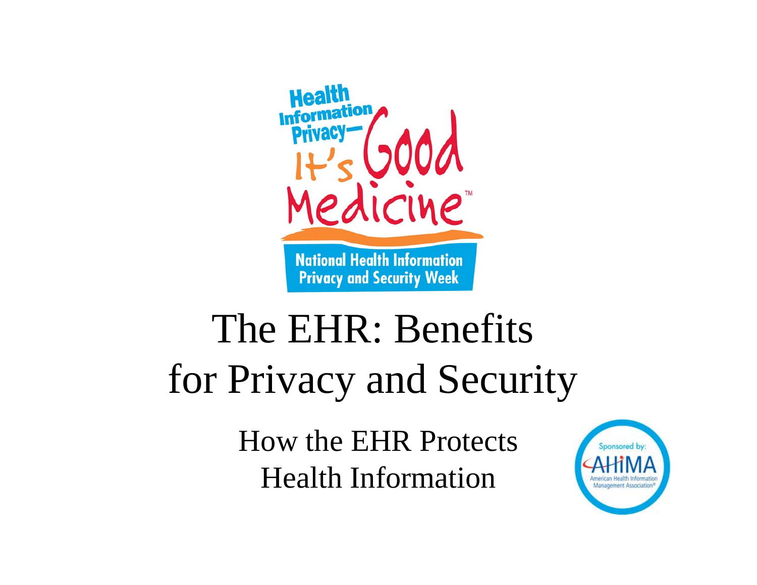Health Information Privacy—It's Good Medicine™

National Health Information Privacy and Security Week

# The EHR: Benefits for Privacy and Security

## How the EHR Protects Health Information

Sponsored by: AHIMA American Health Information Management Association®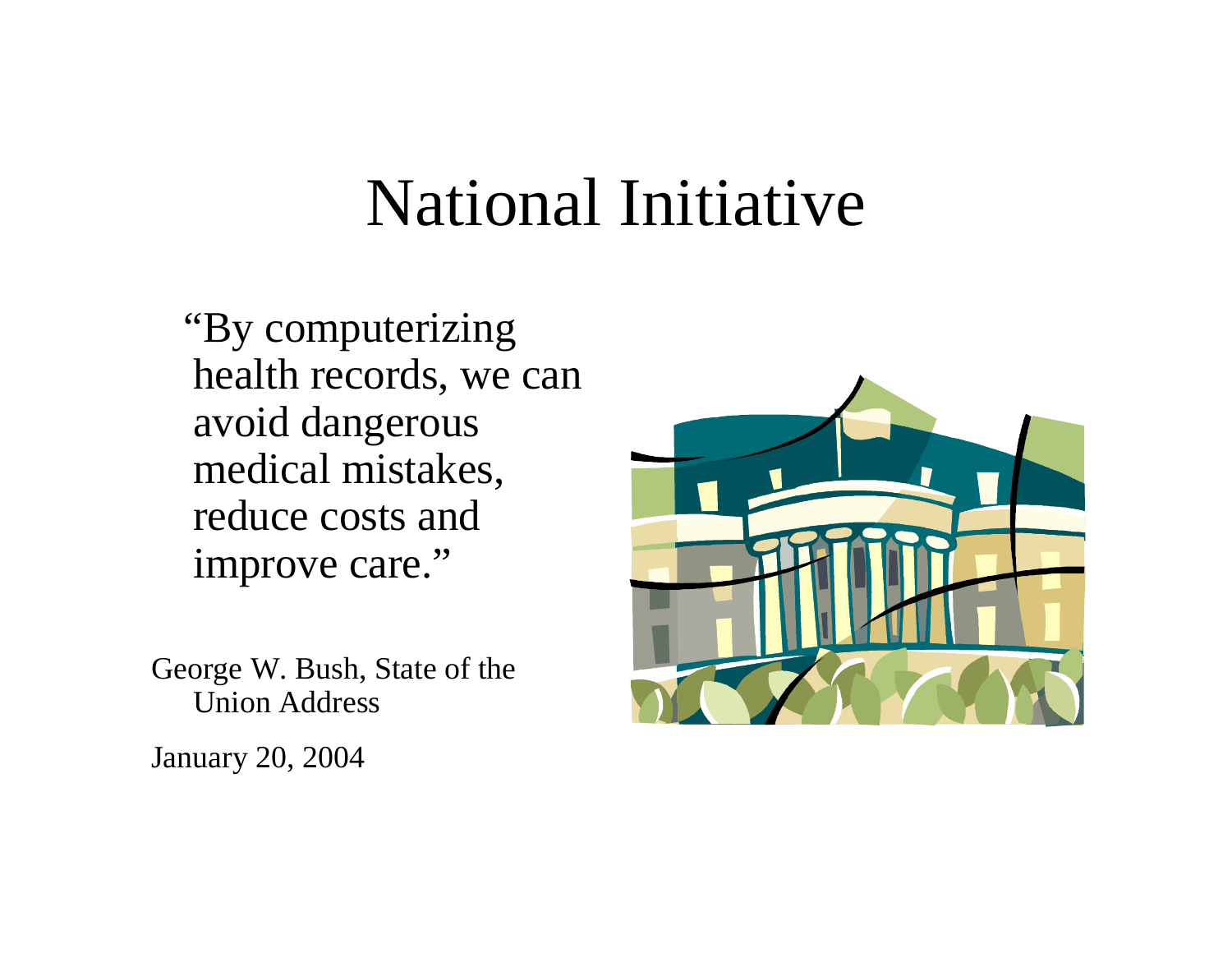# National Initiative

"By computerizing health records, we can avoid dangerous medical mistakes, reduce costs and improve care."

George W. Bush, State of the Union Address

January 20, 2004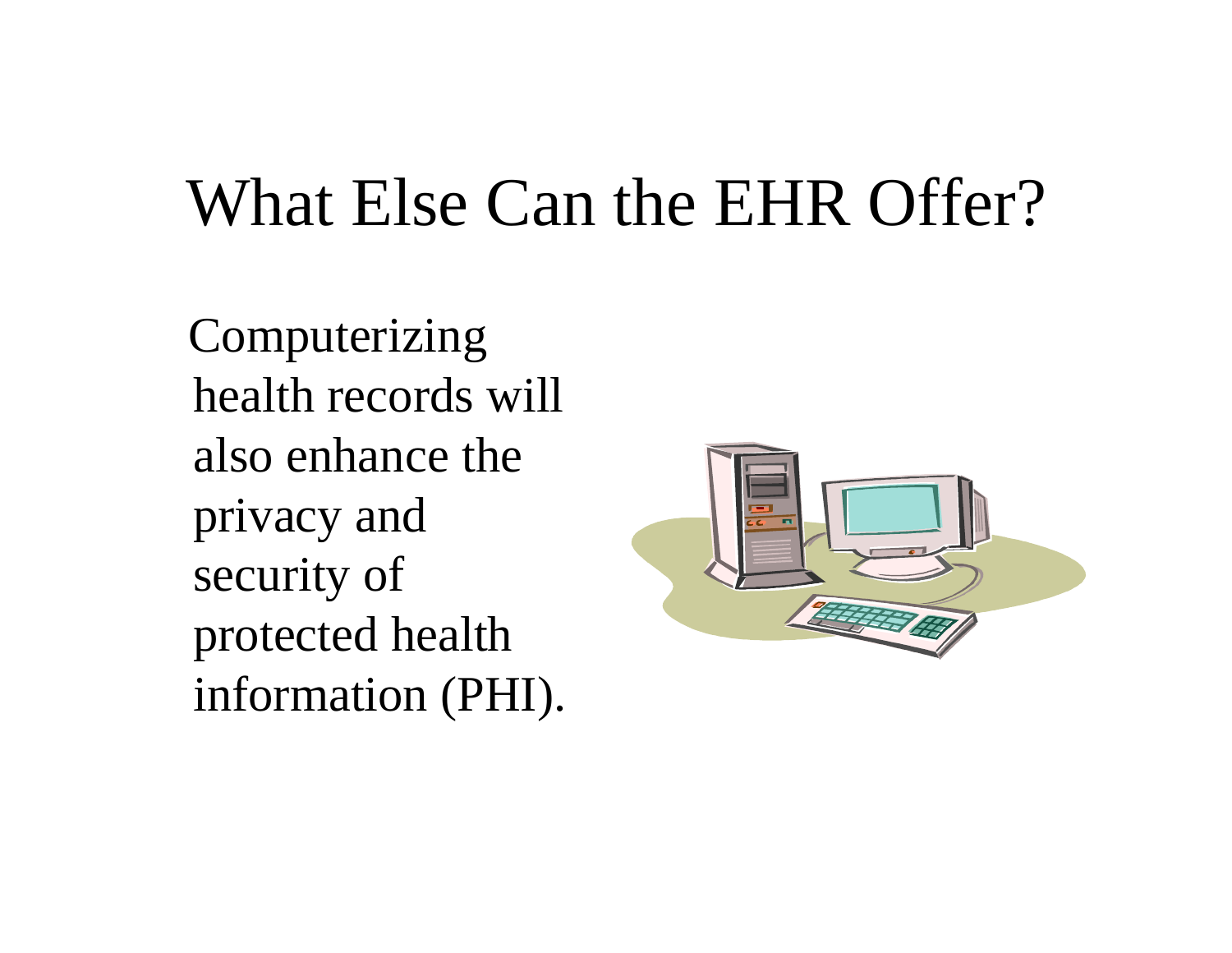# What Else Can the EHR Offer?

Computerizing health records will also enhance the privacy and security of protected health information (PHI).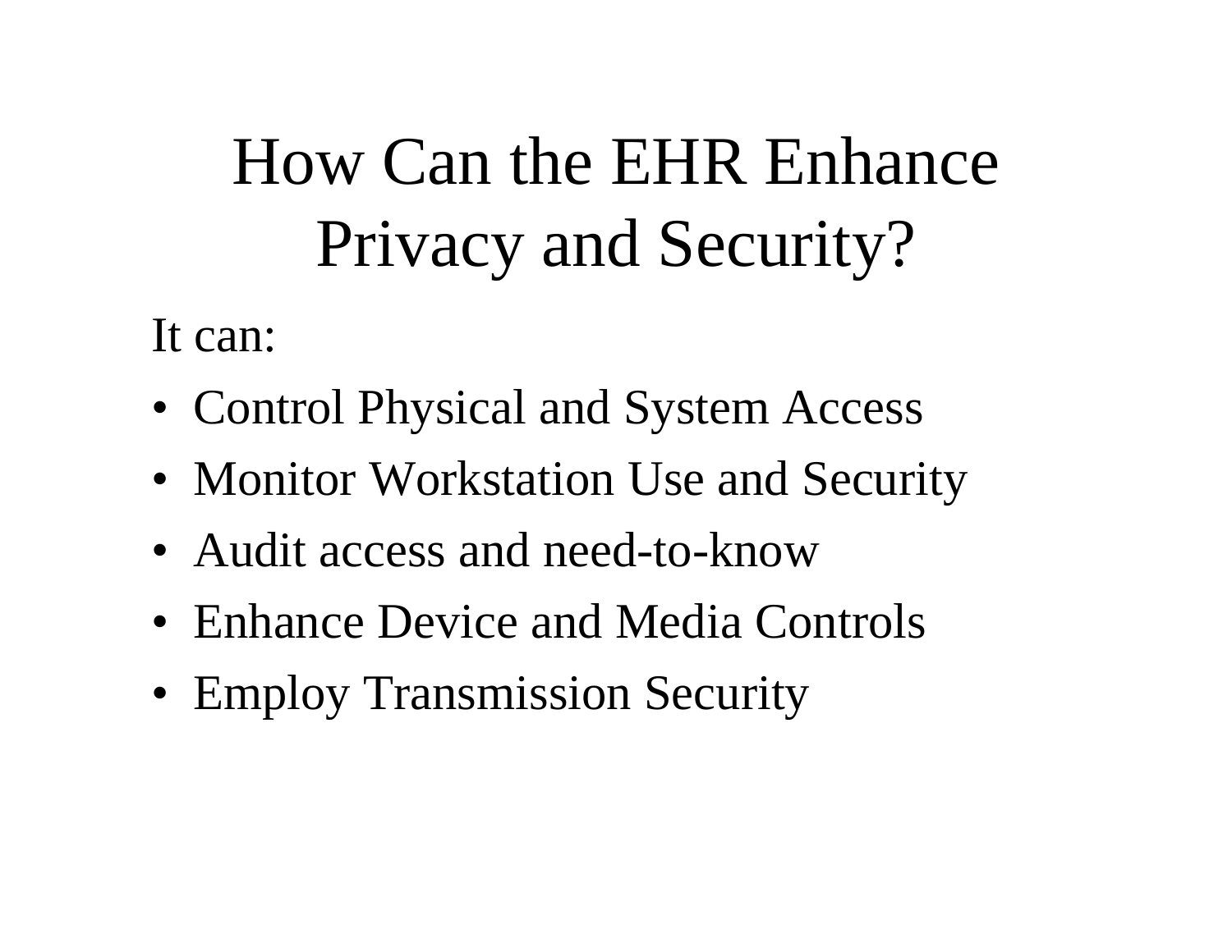# How Can the EHR Enhance Privacy and Security?

It can:

- Control Physical and System Access
- Monitor Workstation Use and Security
- Audit access and need-to-know
- Enhance Device and Media Controls
- Employ Transmission Security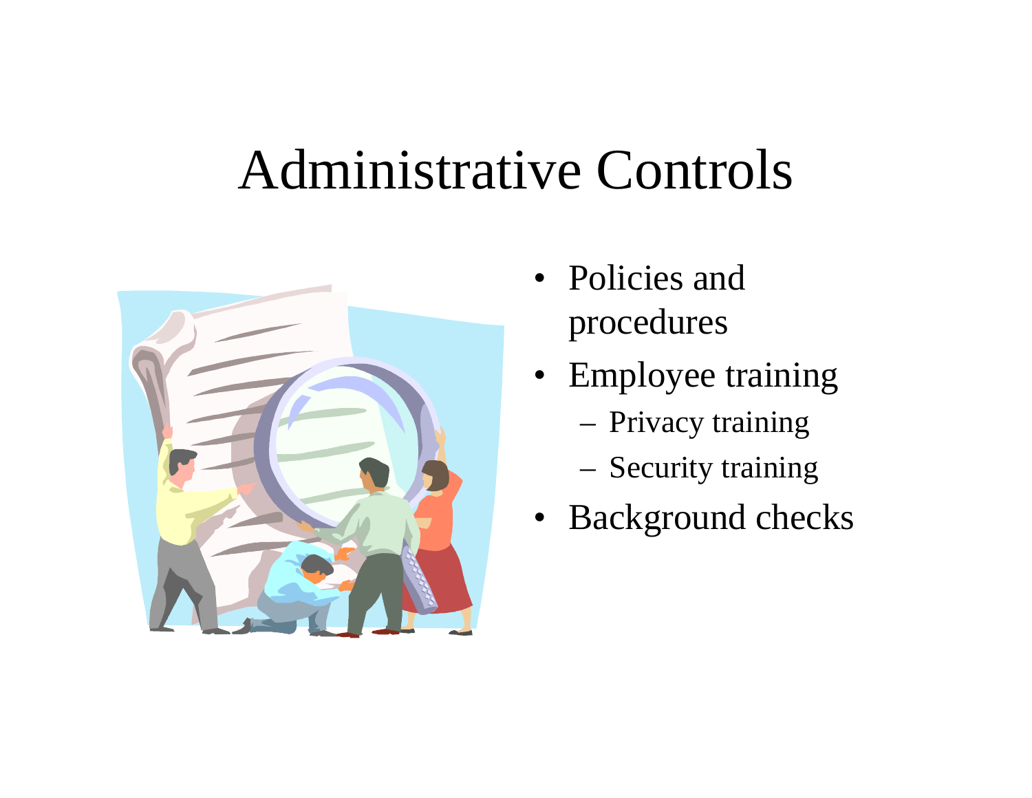# Administrative Controls

- Policies and procedures
- Employee training
  - Privacy training
  - Security training
- Background checks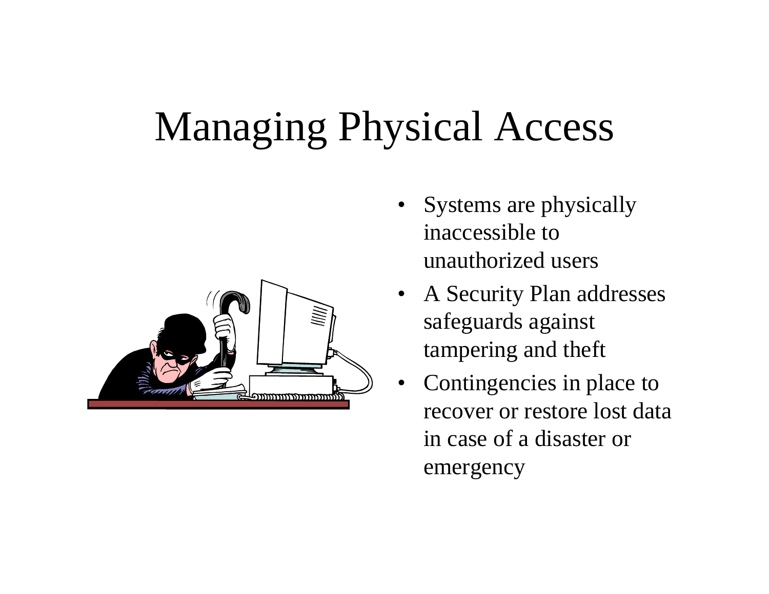# Managing Physical Access

- Systems are physically inaccessible to unauthorized users
- A Security Plan addresses safeguards against tampering and theft
- Contingencies in place to recover or restore lost data in case of a disaster or emergency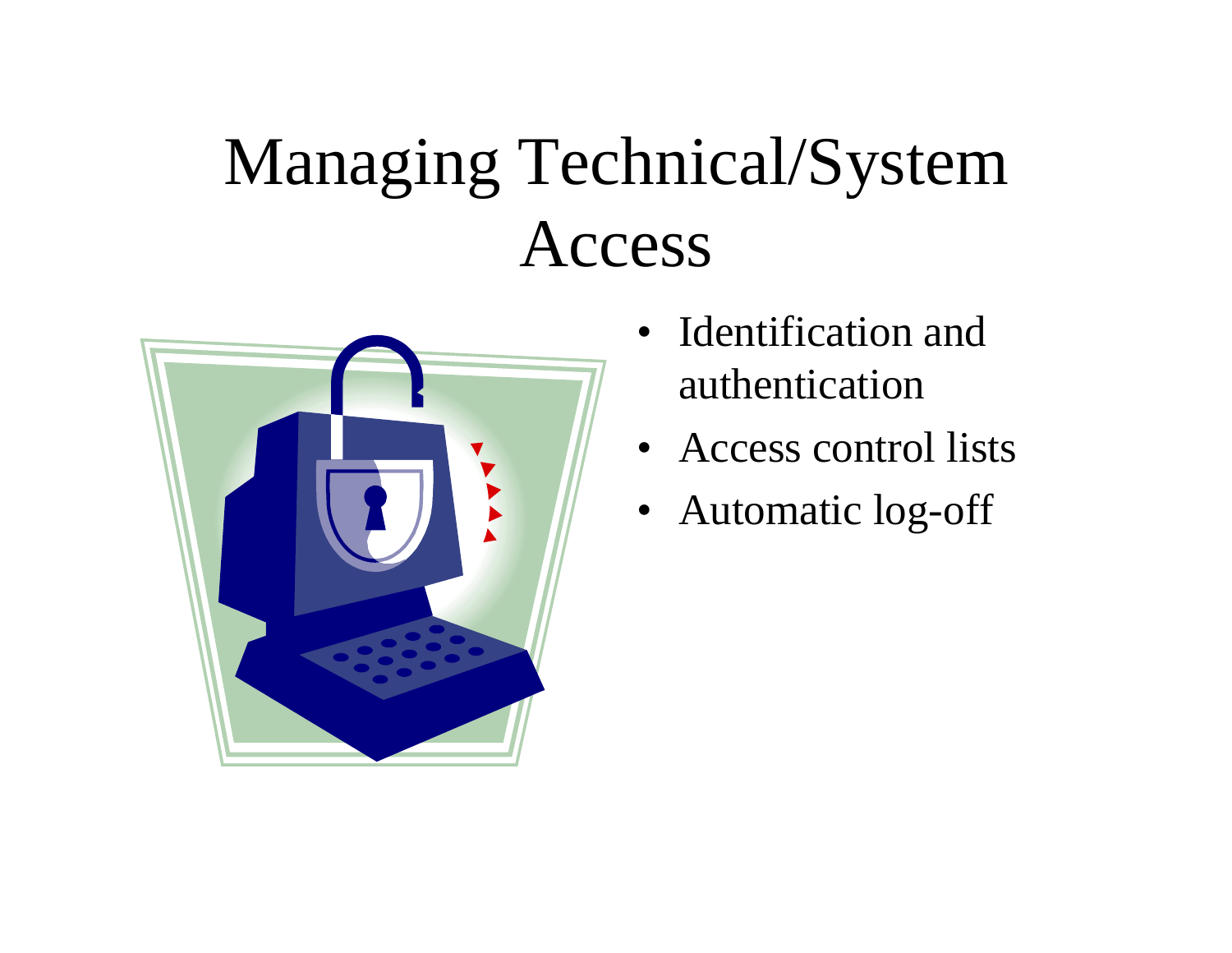# Managing Technical/System Access

- Identification and authentication
- Access control lists
- Automatic log-off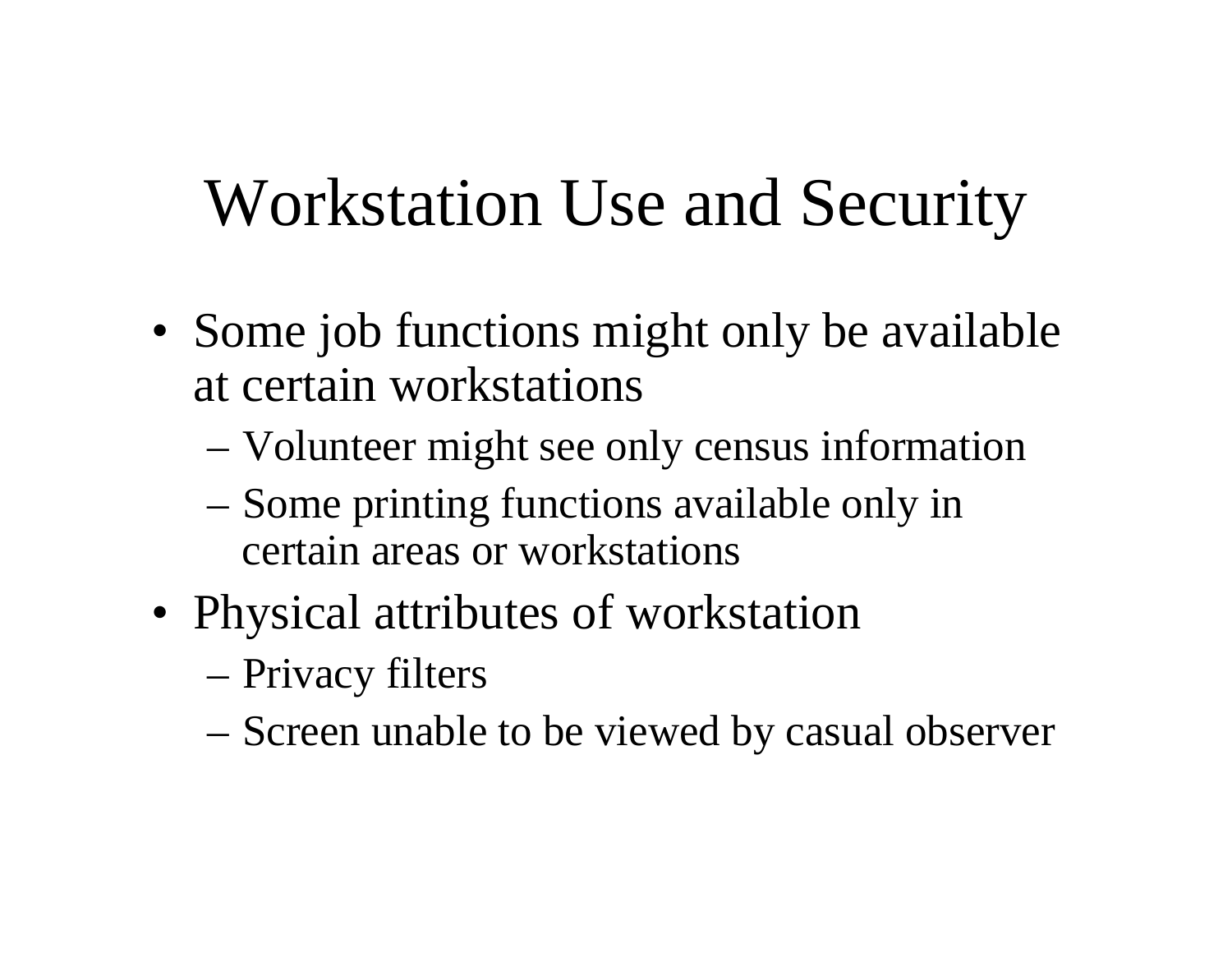# Workstation Use and Security

- Some job functions might only be available at certain workstations
  - Volunteer might see only census information
  - Some printing functions available only in certain areas or workstations
- Physical attributes of workstation
  - Privacy filters
  - Screen unable to be viewed by casual observer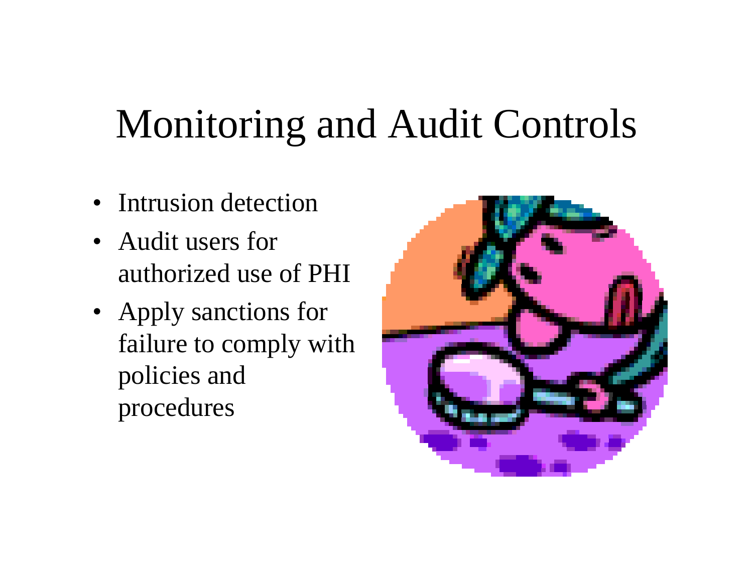# Monitoring and Audit Controls

- Intrusion detection
- Audit users for authorized use of PHI
- Apply sanctions for failure to comply with policies and procedures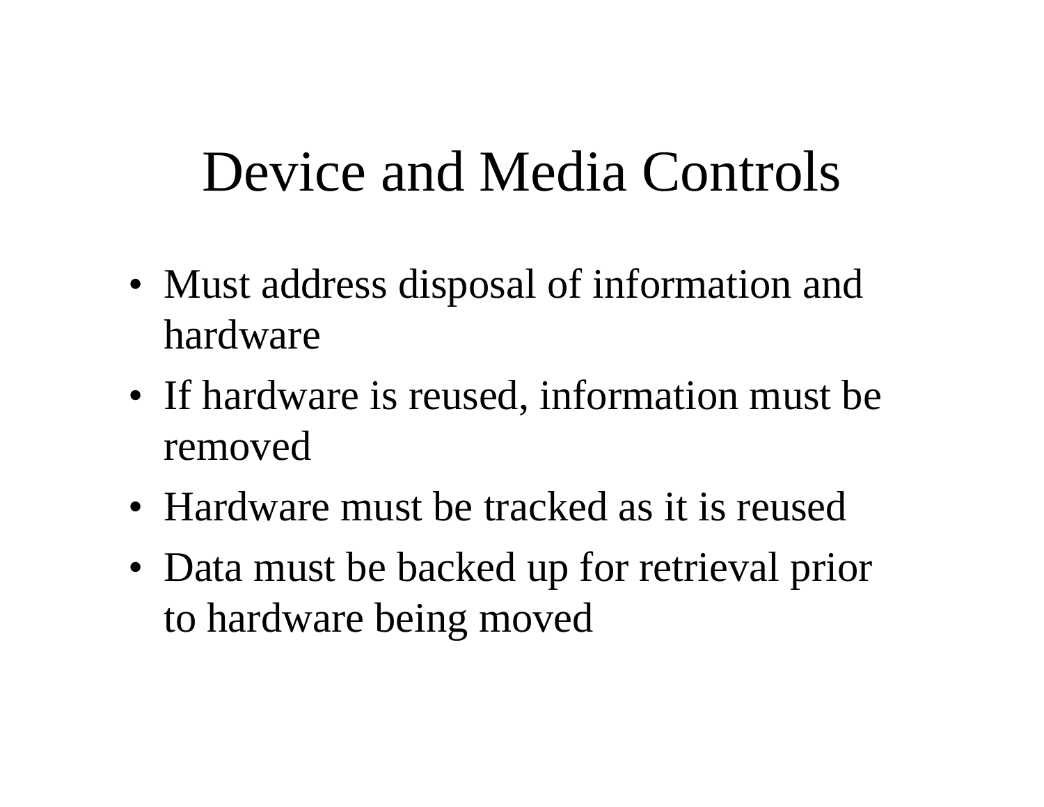# Device and Media Controls

- Must address disposal of information and hardware
- If hardware is reused, information must be removed
- Hardware must be tracked as it is reused
- Data must be backed up for retrieval prior to hardware being moved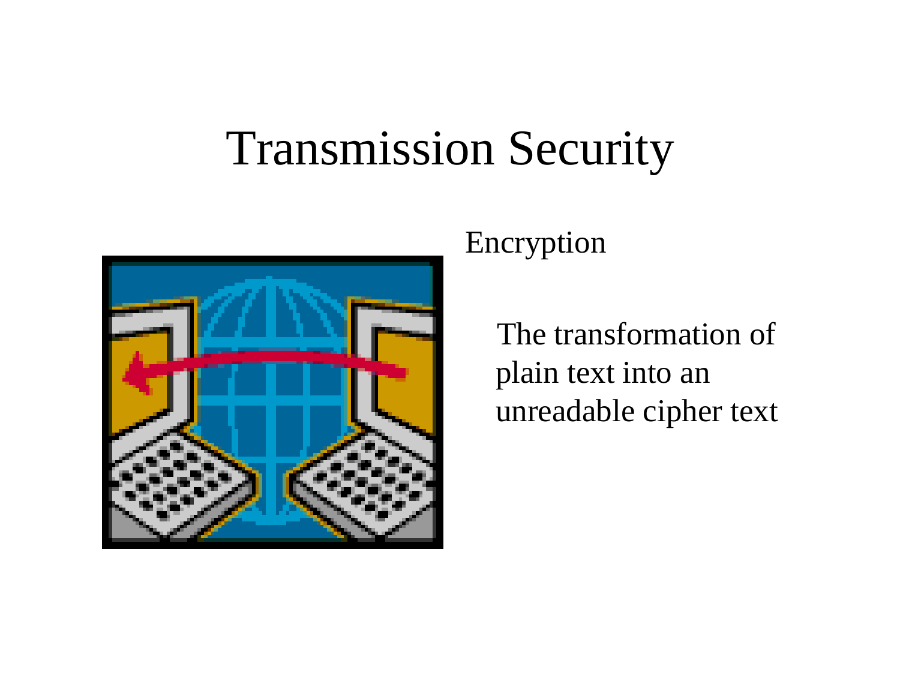# Transmission Security

Encryption

The transformation of plain text into an unreadable cipher text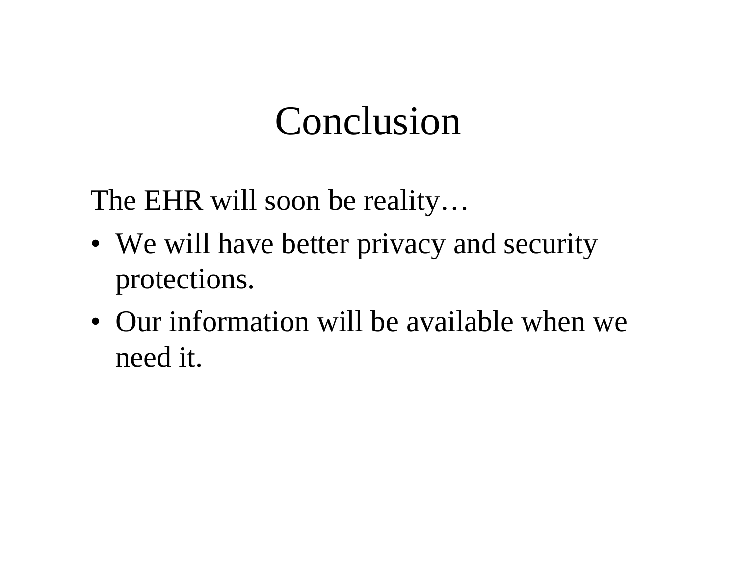# Conclusion

The EHR will soon be reality…

- We will have better privacy and security protections.
- Our information will be available when we need it.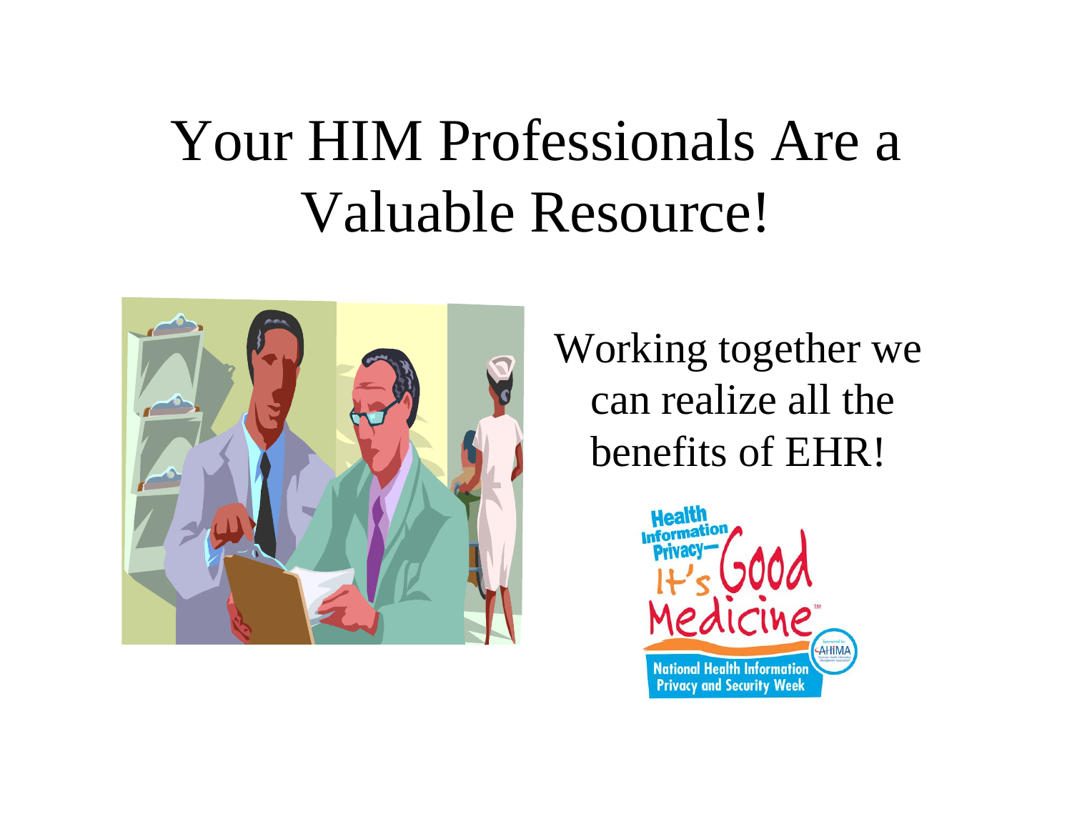# Your HIM Professionals Are a Valuable Resource!

Working together we can realize all the benefits of EHR!